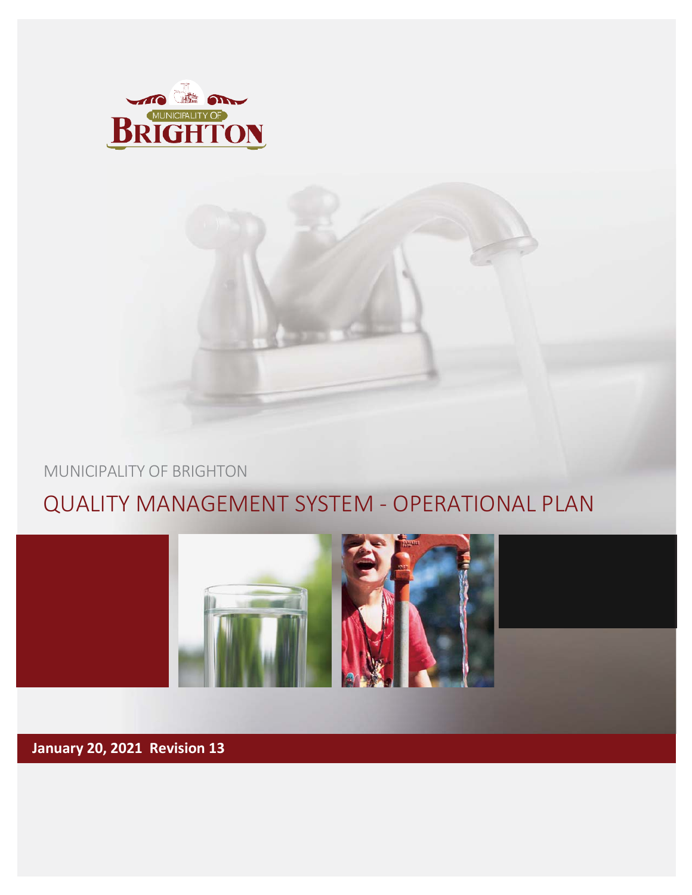MUNICIPALITY OF BRIGHTON

# QUALITY MANAGEMENT SYSTEM - OPERATIONAL PLAN

**January 20, 2021 Revision 13**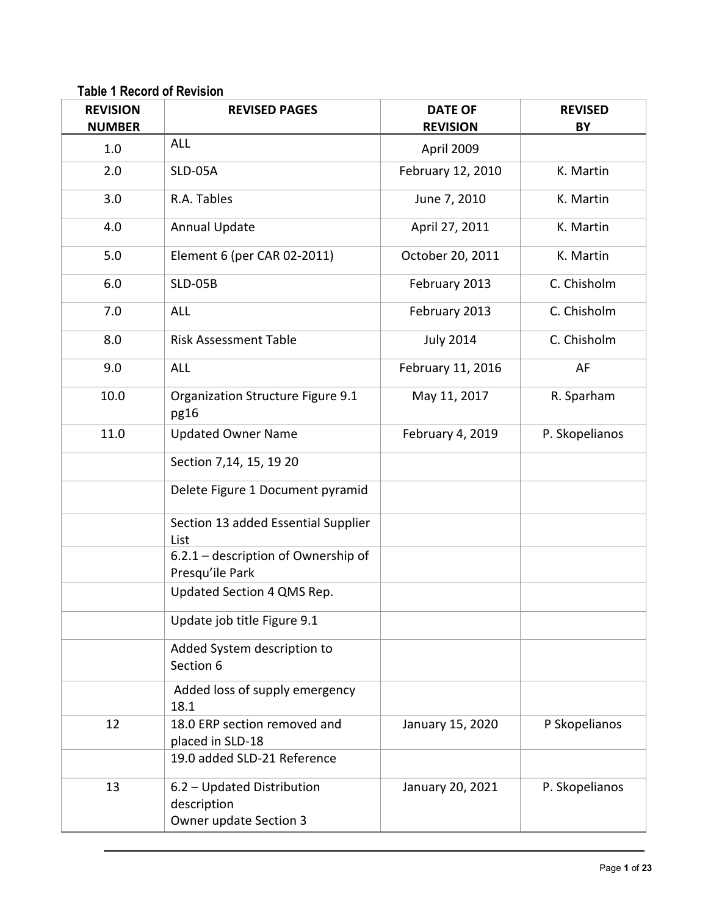**Table 1 Record of Revision**

| REVISION NUMBER | REVISED PAGES | DATE OF REVISION | REVISED BY |
|---|---|---|---|
| 1.0 | ALL | April 2009 | |
| 2.0 | SLD-05A | February 12, 2010 | K. Martin |
| 3.0 | R.A. Tables | June 7, 2010 | K. Martin |
| 4.0 | Annual Update | April 27, 2011 | K. Martin |
| 5.0 | Element 6 (per CAR 02-2011) | October 20, 2011 | K. Martin |
| 6.0 | SLD-05B | February 2013 | C. Chisholm |
| 7.0 | ALL | February 2013 | C. Chisholm |
| 8.0 | Risk Assessment Table | July 2014 | C. Chisholm |
| 9.0 | ALL | February 11, 2016 | AF |
| 10.0 | Organization Structure Figure 9.1 pg16 | May 11, 2017 | R. Sparham |
| 11.0 | Updated Owner Name | February 4, 2019 | P. Skopelianos |
| | Section 7,14, 15, 19 20 | | |
| | Delete Figure 1 Document pyramid | | |
| | Section 13 added Essential Supplier List | | |
| | 6.2.1 – description of Ownership of Presqu'ile Park | | |
| | Updated Section 4 QMS Rep. | | |
| | Update job title Figure 9.1 | | |
| | Added System description to Section 6 | | |
| | Added loss of supply emergency 18.1 | | |
| 12 | 18.0 ERP section removed and placed in SLD-18 | January 15, 2020 | P Skopelianos |
| | 19.0 added SLD-21 Reference | | |
| 13 | 6.2 – Updated Distribution description<br>Owner update Section 3 | January 20, 2021 | P. Skopelianos |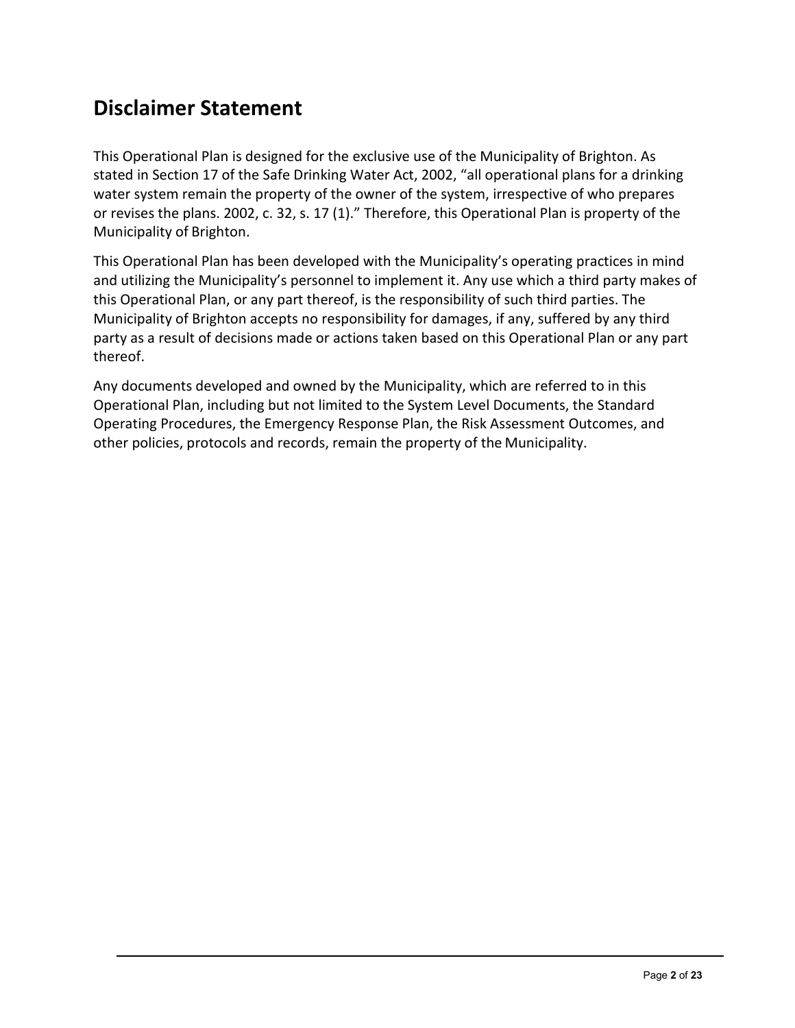# Disclaimer Statement

This Operational Plan is designed for the exclusive use of the Municipality of Brighton. As stated in Section 17 of the Safe Drinking Water Act, 2002, "all operational plans for a drinking water system remain the property of the owner of the system, irrespective of who prepares or revises the plans. 2002, c. 32, s. 17 (1)." Therefore, this Operational Plan is property of the Municipality of Brighton.

This Operational Plan has been developed with the Municipality's operating practices in mind and utilizing the Municipality's personnel to implement it. Any use which a third party makes of this Operational Plan, or any part thereof, is the responsibility of such third parties. The Municipality of Brighton accepts no responsibility for damages, if any, suffered by any third party as a result of decisions made or actions taken based on this Operational Plan or any part thereof.

Any documents developed and owned by the Municipality, which are referred to in this Operational Plan, including but not limited to the System Level Documents, the Standard Operating Procedures, the Emergency Response Plan, the Risk Assessment Outcomes, and other policies, protocols and records, remain the property of the Municipality.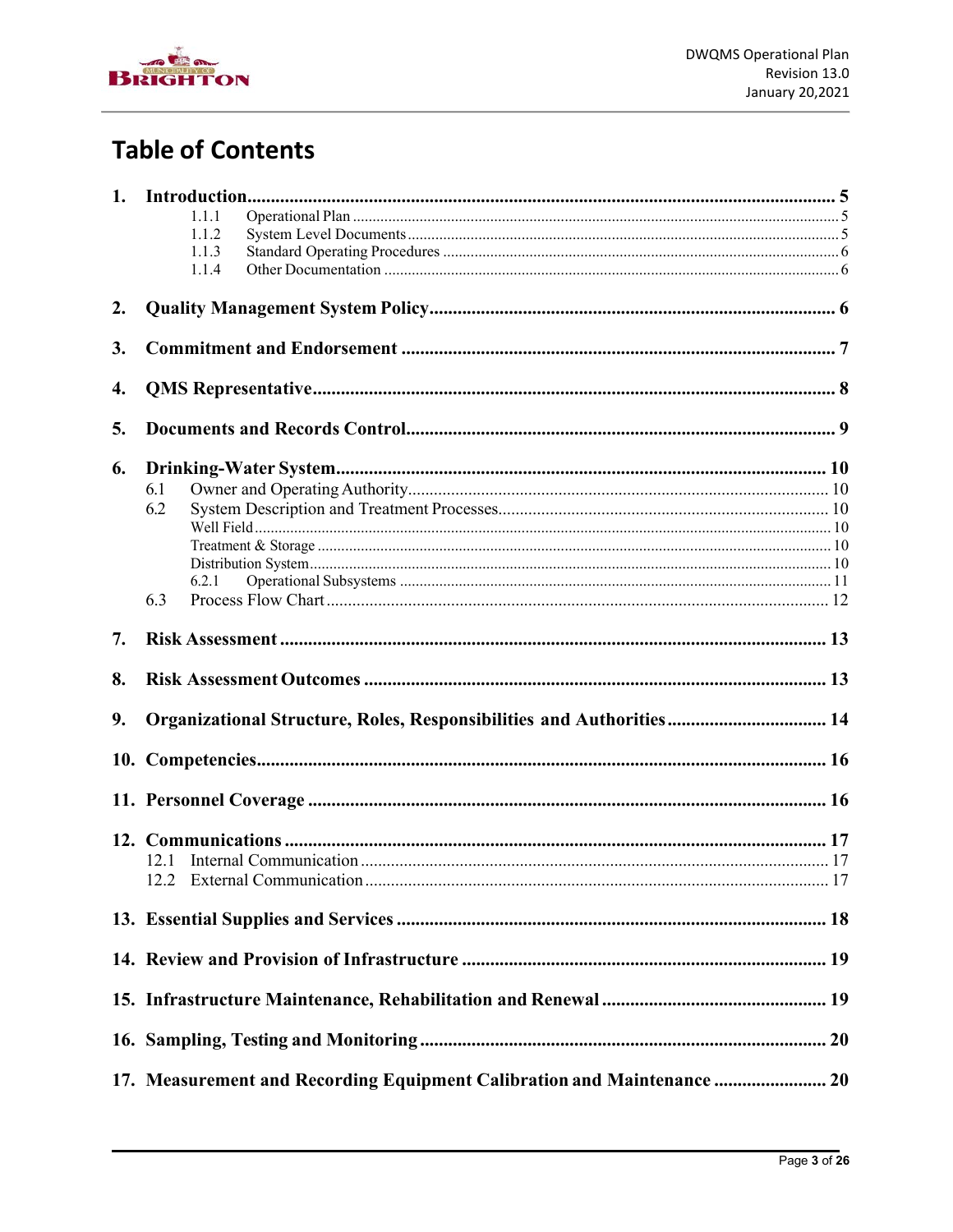# Table of Contents

1. **Introduction** ........................................................ 5
   - 1.1.1 Operational Plan ........................................................ 5
   - 1.1.2 System Level Documents ........................................................ 5
   - 1.1.3 Standard Operating Procedures ........................................................ 6
   - 1.1.4 Other Documentation ........................................................ 6
2. **Quality Management System Policy** ........................................................ 6
3. **Commitment and Endorsement** ........................................................ 7
4. **QMS Representative** ........................................................ 8
5. **Documents and Records Control** ........................................................ 9
6. **Drinking-Water System** ........................................................ 10
   - 6.1 Owner and Operating Authority ........................................................ 10
   - 6.2 System Description and Treatment Processes ........................................................ 10
     - Well Field ........................................................ 10
     - Treatment & Storage ........................................................ 10
     - Distribution System ........................................................ 10
     - 6.2.1 Operational Subsystems ........................................................ 11
   - 6.3 Process Flow Chart ........................................................ 12
7. **Risk Assessment** ........................................................ 13
8. **Risk Assessment Outcomes** ........................................................ 13
9. **Organizational Structure, Roles, Responsibilities and Authorities** ........................................................ 14
10. **Competencies** ........................................................ 16
11. **Personnel Coverage** ........................................................ 16
12. **Communications** ........................................................ 17
    - 12.1 Internal Communication ........................................................ 17
    - 12.2 External Communication ........................................................ 17
13. **Essential Supplies and Services** ........................................................ 18
14. **Review and Provision of Infrastructure** ........................................................ 19
15. **Infrastructure Maintenance, Rehabilitation and Renewal** ........................................................ 19
16. **Sampling, Testing and Monitoring** ........................................................ 20
17. **Measurement and Recording Equipment Calibration and Maintenance** ........................................................ 20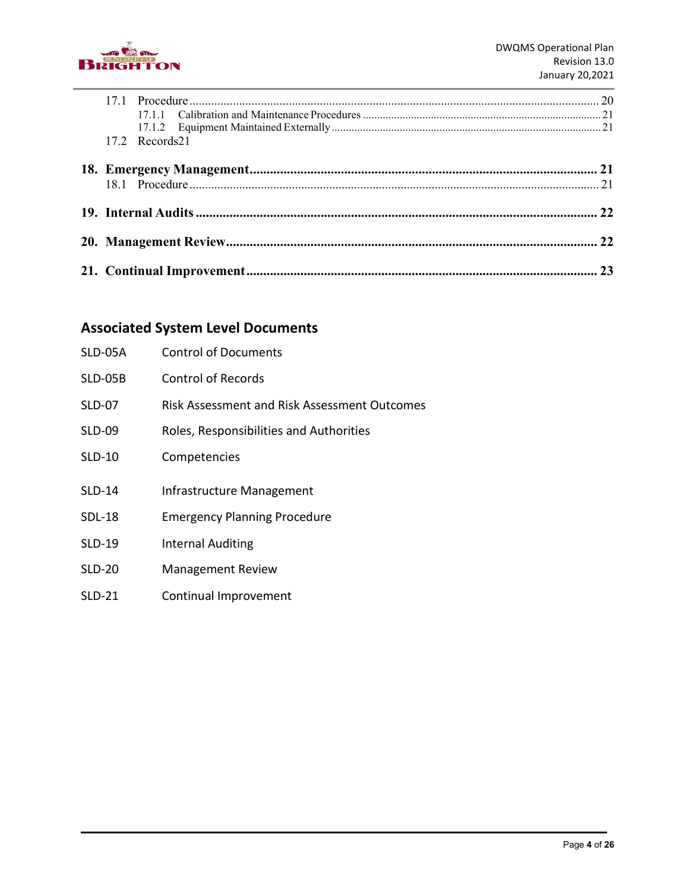17.1 Procedure ........................................................................................................................ 20

17.1.1 Calibration and Maintenance Procedures ........................................................................ 21

17.1.2 Equipment Maintained Externally ................................................................................... 21

17.2 Records21

**18. Emergency Management** ......................................................................................... **21**

18.1 Procedure ........................................................................................................................ 21

**19. Internal Audits** ........................................................................................................... **22**

**20. Management Review** ................................................................................................. **22**

**21. Continual Improvement** ............................................................................................ **23**

## Associated System Level Documents

| | |
|---|---|
| SLD-05A | Control of Documents |
| SLD-05B | Control of Records |
| SLD-07 | Risk Assessment and Risk Assessment Outcomes |
| SLD-09 | Roles, Responsibilities and Authorities |
| SLD-10 | Competencies |
| SLD-14 | Infrastructure Management |
| SDL-18 | Emergency Planning Procedure |
| SLD-19 | Internal Auditing |
| SLD-20 | Management Review |
| SLD-21 | Continual Improvement |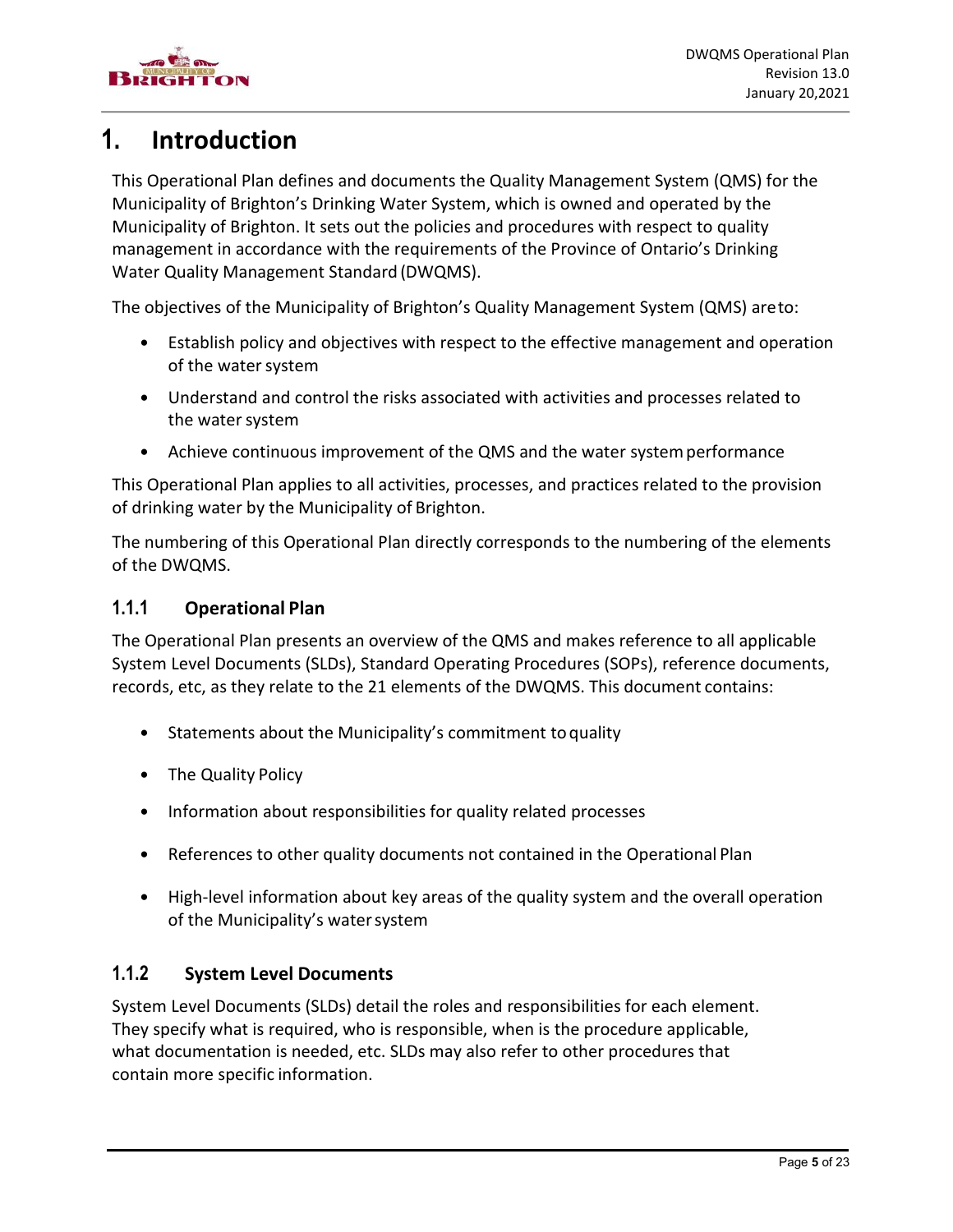# 1. Introduction

This Operational Plan defines and documents the Quality Management System (QMS) for the Municipality of Brighton's Drinking Water System, which is owned and operated by the Municipality of Brighton. It sets out the policies and procedures with respect to quality management in accordance with the requirements of the Province of Ontario's Drinking Water Quality Management Standard (DWQMS).

The objectives of the Municipality of Brighton's Quality Management System (QMS) are to:

- Establish policy and objectives with respect to the effective management and operation of the water system
- Understand and control the risks associated with activities and processes related to the water system
- Achieve continuous improvement of the QMS and the water system performance

This Operational Plan applies to all activities, processes, and practices related to the provision of drinking water by the Municipality of Brighton.

The numbering of this Operational Plan directly corresponds to the numbering of the elements of the DWQMS.

### 1.1.1 Operational Plan

The Operational Plan presents an overview of the QMS and makes reference to all applicable System Level Documents (SLDs), Standard Operating Procedures (SOPs), reference documents, records, etc, as they relate to the 21 elements of the DWQMS. This document contains:

- Statements about the Municipality's commitment to quality
- The Quality Policy
- Information about responsibilities for quality related processes
- References to other quality documents not contained in the Operational Plan
- High-level information about key areas of the quality system and the overall operation of the Municipality's water system

### 1.1.2 System Level Documents

System Level Documents (SLDs) detail the roles and responsibilities for each element. They specify what is required, who is responsible, when is the procedure applicable, what documentation is needed, etc. SLDs may also refer to other procedures that contain more specific information.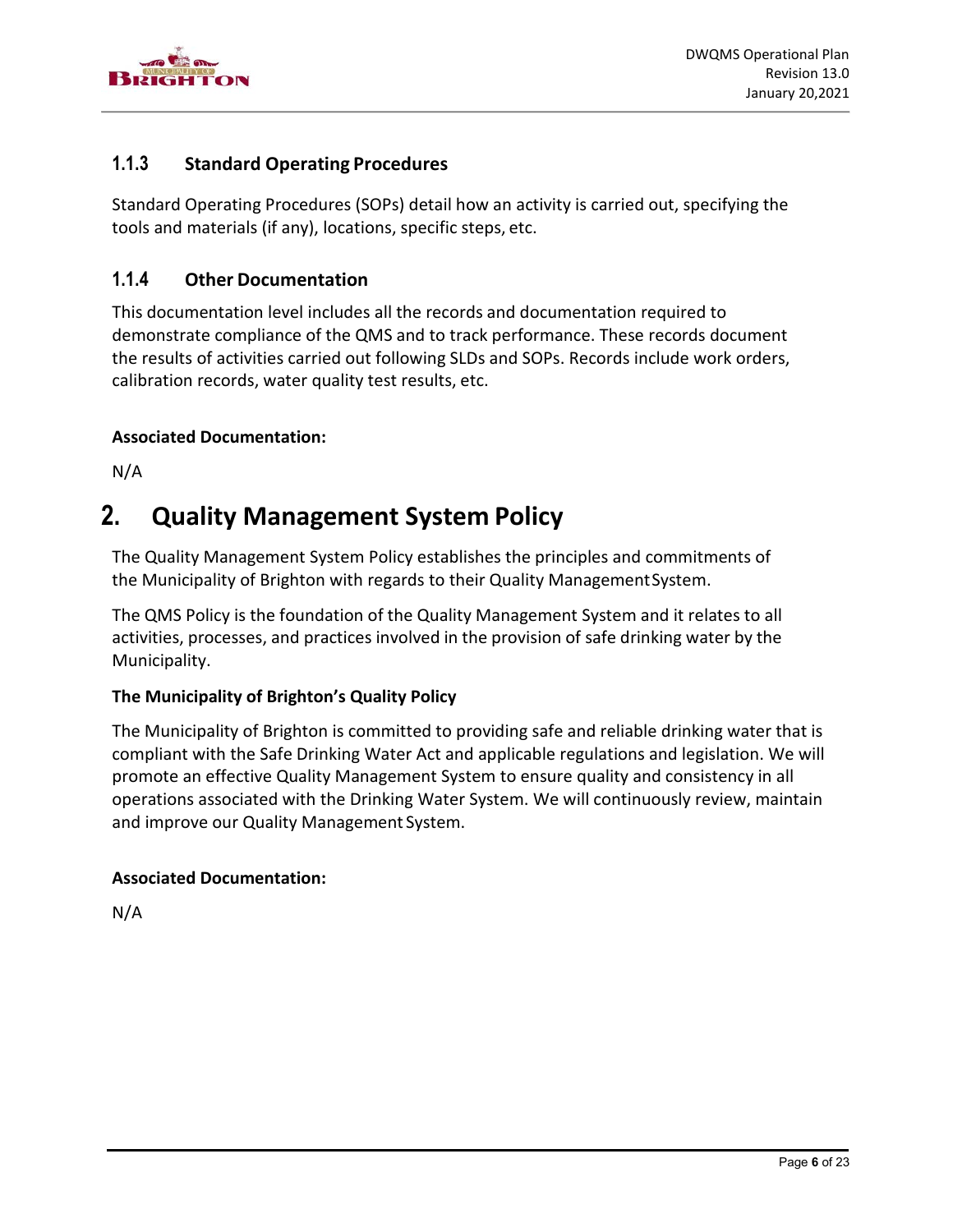### 1.1.3 Standard Operating Procedures

Standard Operating Procedures (SOPs) detail how an activity is carried out, specifying the tools and materials (if any), locations, specific steps, etc.

### 1.1.4 Other Documentation

This documentation level includes all the records and documentation required to demonstrate compliance of the QMS and to track performance. These records document the results of activities carried out following SLDs and SOPs. Records include work orders, calibration records, water quality test results, etc.

**Associated Documentation:**

N/A

# 2. Quality Management System Policy

The Quality Management System Policy establishes the principles and commitments of the Municipality of Brighton with regards to their Quality Management System.

The QMS Policy is the foundation of the Quality Management System and it relates to all activities, processes, and practices involved in the provision of safe drinking water by the Municipality.

**The Municipality of Brighton's Quality Policy**

The Municipality of Brighton is committed to providing safe and reliable drinking water that is compliant with the Safe Drinking Water Act and applicable regulations and legislation. We will promote an effective Quality Management System to ensure quality and consistency in all operations associated with the Drinking Water System. We will continuously review, maintain and improve our Quality Management System.

**Associated Documentation:**

N/A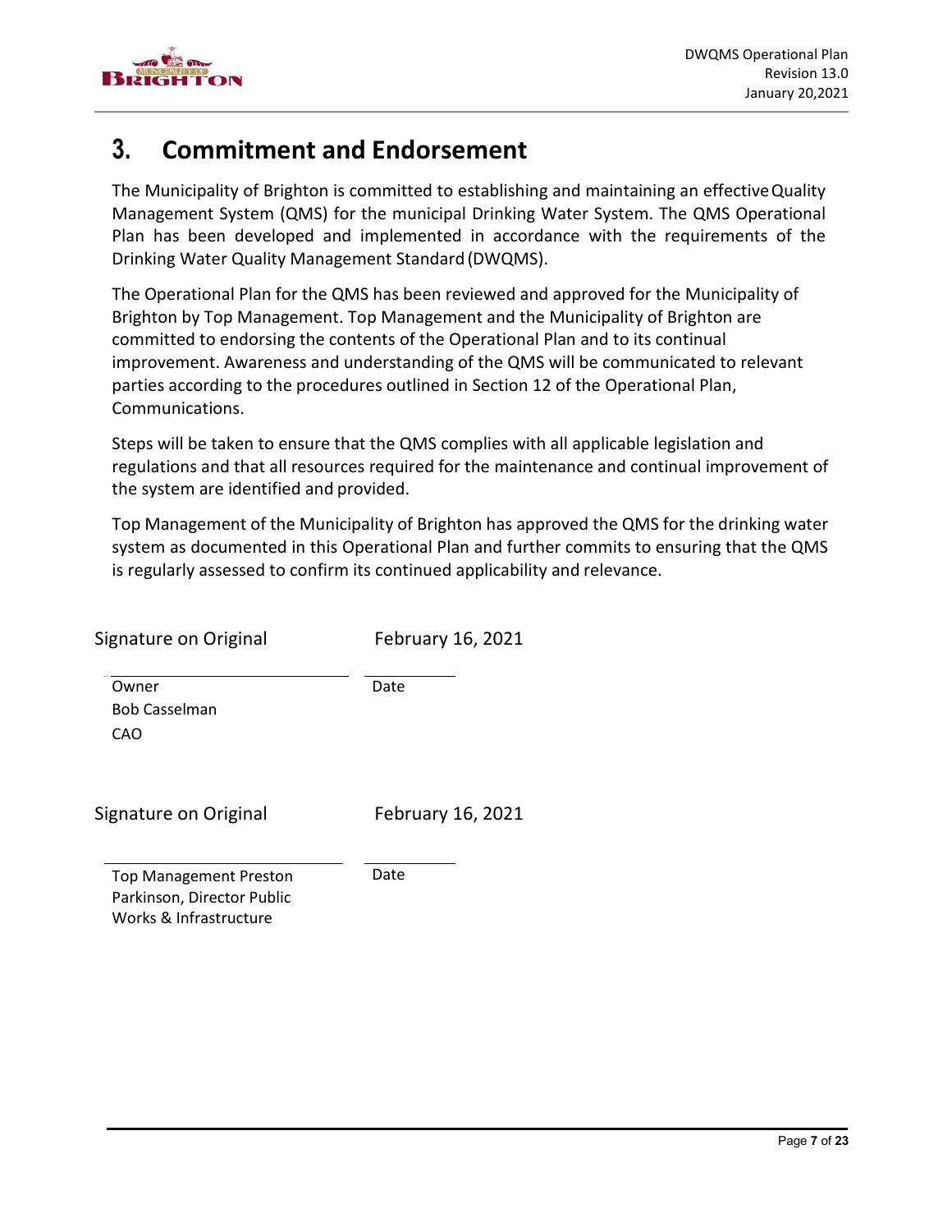# 3. Commitment and Endorsement

The Municipality of Brighton is committed to establishing and maintaining an effective Quality Management System (QMS) for the municipal Drinking Water System. The QMS Operational Plan has been developed and implemented in accordance with the requirements of the Drinking Water Quality Management Standard (DWQMS).

The Operational Plan for the QMS has been reviewed and approved for the Municipality of Brighton by Top Management. Top Management and the Municipality of Brighton are committed to endorsing the contents of the Operational Plan and to its continual improvement. Awareness and understanding of the QMS will be communicated to relevant parties according to the procedures outlined in Section 12 of the Operational Plan, Communications.

Steps will be taken to ensure that the QMS complies with all applicable legislation and regulations and that all resources required for the maintenance and continual improvement of the system are identified and provided.

Top Management of the Municipality of Brighton has approved the QMS for the drinking water system as documented in this Operational Plan and further commits to ensuring that the QMS is regularly assessed to confirm its continued applicability and relevance.

Signature on Original | February 16, 2021

Owner
Bob Casselman
CAO | Date

Signature on Original | February 16, 2021

Top Management Preston Parkinson, Director Public Works & Infrastructure | Date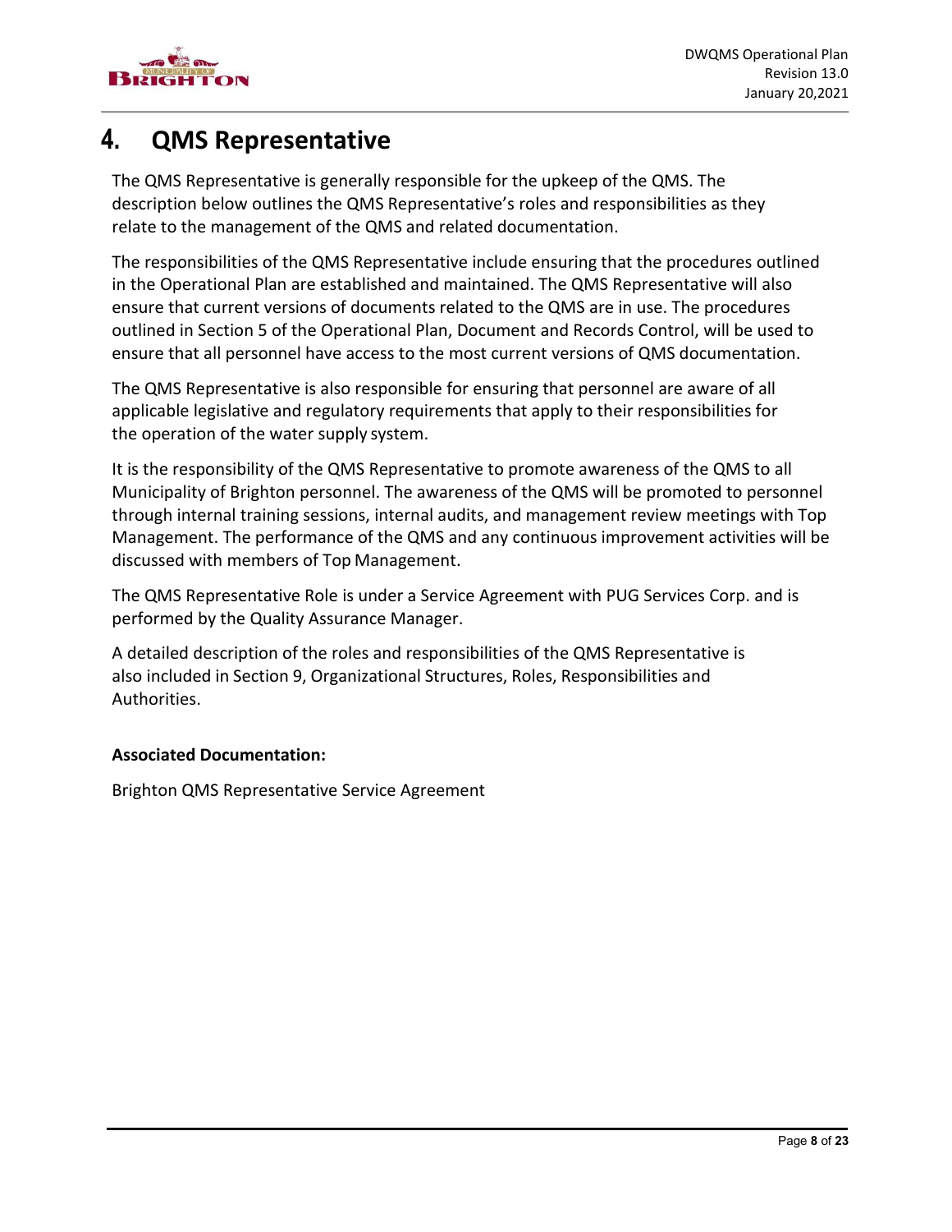# 4. QMS Representative

The QMS Representative is generally responsible for the upkeep of the QMS. The description below outlines the QMS Representative's roles and responsibilities as they relate to the management of the QMS and related documentation.

The responsibilities of the QMS Representative include ensuring that the procedures outlined in the Operational Plan are established and maintained. The QMS Representative will also ensure that current versions of documents related to the QMS are in use. The procedures outlined in Section 5 of the Operational Plan, Document and Records Control, will be used to ensure that all personnel have access to the most current versions of QMS documentation.

The QMS Representative is also responsible for ensuring that personnel are aware of all applicable legislative and regulatory requirements that apply to their responsibilities for the operation of the water supply system.

It is the responsibility of the QMS Representative to promote awareness of the QMS to all Municipality of Brighton personnel. The awareness of the QMS will be promoted to personnel through internal training sessions, internal audits, and management review meetings with Top Management. The performance of the QMS and any continuous improvement activities will be discussed with members of Top Management.

The QMS Representative Role is under a Service Agreement with PUG Services Corp. and is performed by the Quality Assurance Manager.

A detailed description of the roles and responsibilities of the QMS Representative is also included in Section 9, Organizational Structures, Roles, Responsibilities and Authorities.

**Associated Documentation:**

Brighton QMS Representative Service Agreement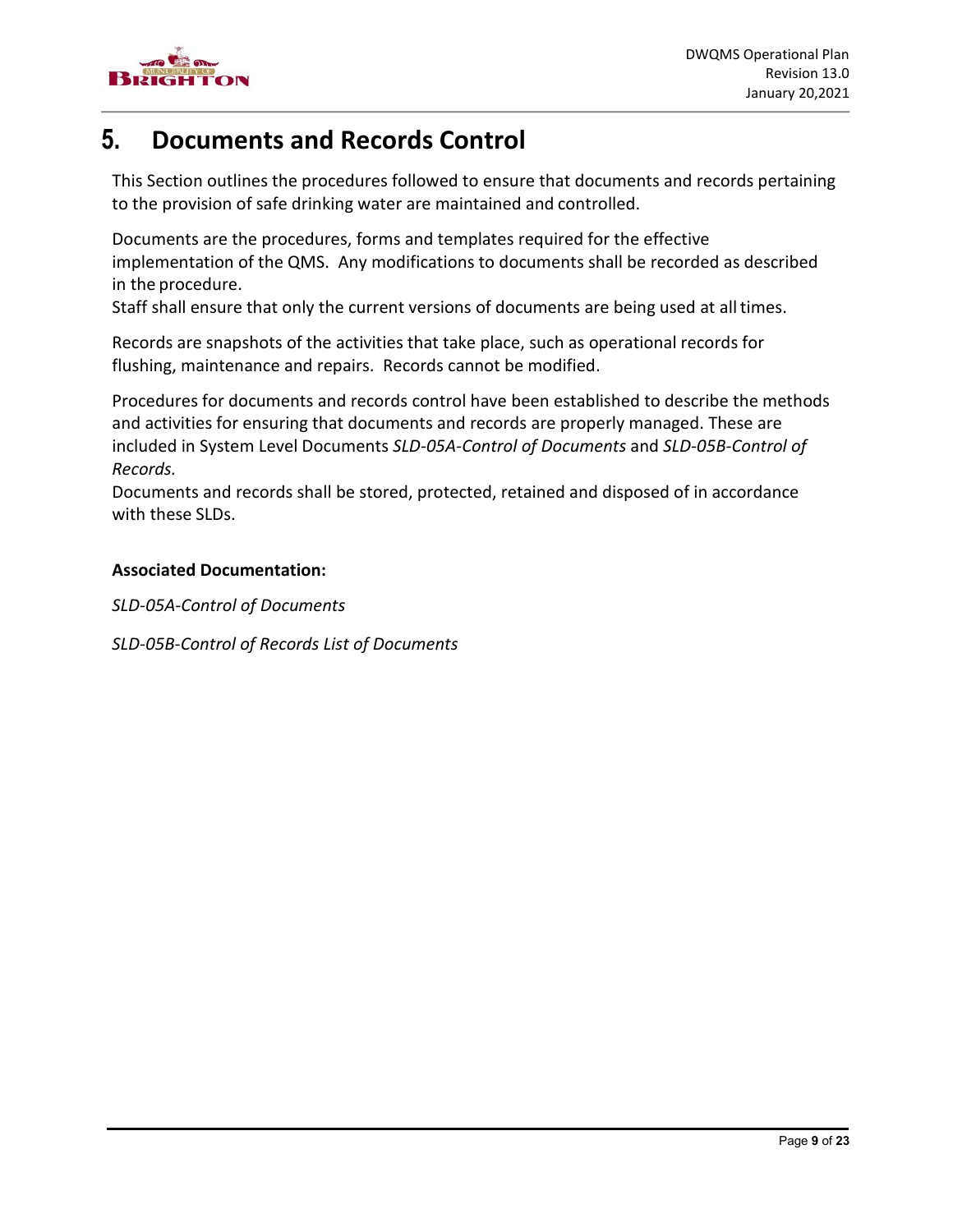# 5. Documents and Records Control

This Section outlines the procedures followed to ensure that documents and records pertaining to the provision of safe drinking water are maintained and controlled.

Documents are the procedures, forms and templates required for the effective implementation of the QMS. Any modifications to documents shall be recorded as described in the procedure.
Staff shall ensure that only the current versions of documents are being used at all times.

Records are snapshots of the activities that take place, such as operational records for flushing, maintenance and repairs. Records cannot be modified.

Procedures for documents and records control have been established to describe the methods and activities for ensuring that documents and records are properly managed. These are included in System Level Documents *SLD-05A-Control of Documents* and *SLD-05B-Control of Records.*
Documents and records shall be stored, protected, retained and disposed of in accordance with these SLDs.

**Associated Documentation:**

*SLD-05A-Control of Documents*

*SLD-05B-Control of Records List of Documents*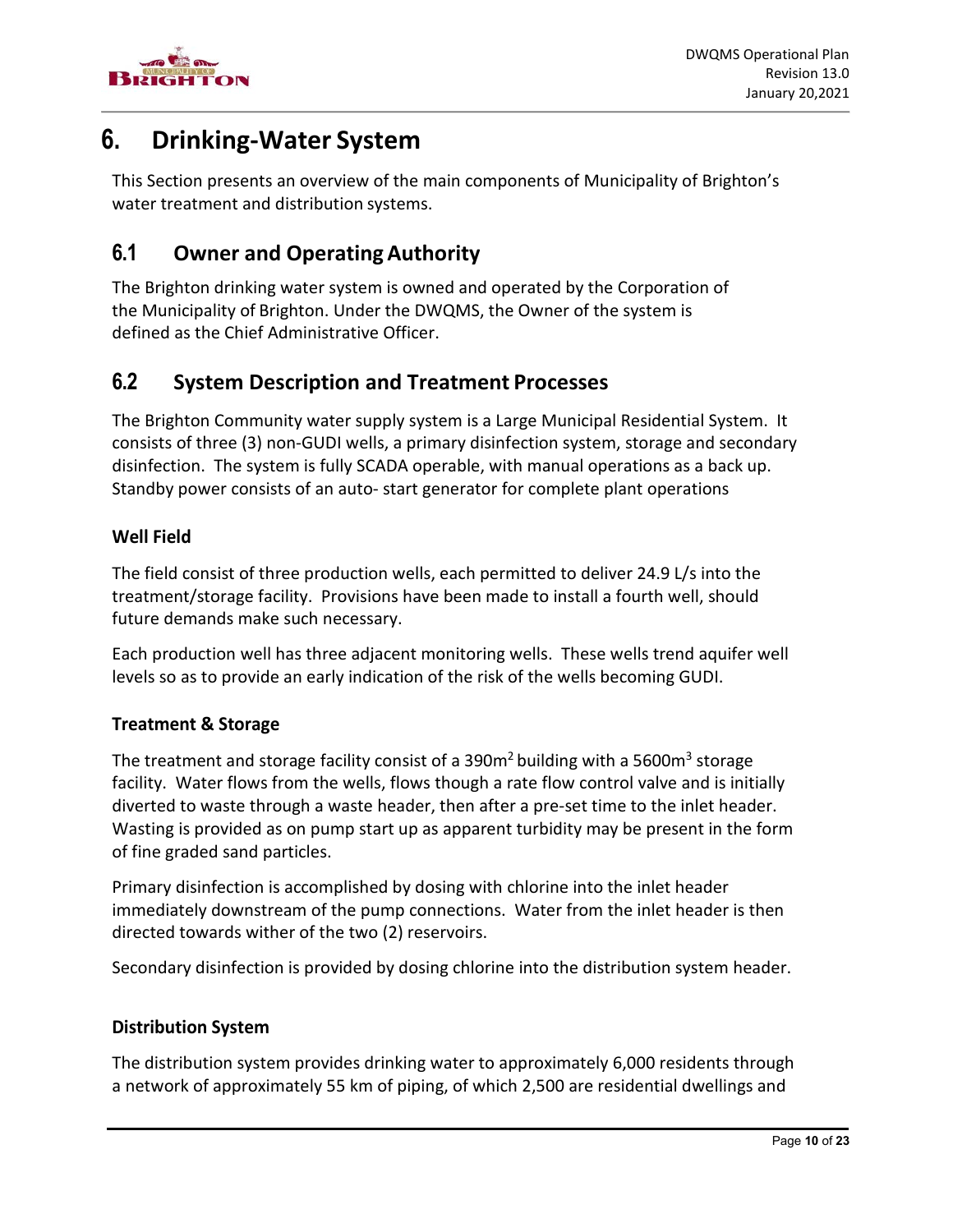# 6. Drinking-Water System

This Section presents an overview of the main components of Municipality of Brighton's water treatment and distribution systems.

## 6.1 Owner and Operating Authority

The Brighton drinking water system is owned and operated by the Corporation of the Municipality of Brighton. Under the DWQMS, the Owner of the system is defined as the Chief Administrative Officer.

## 6.2 System Description and Treatment Processes

The Brighton Community water supply system is a Large Municipal Residential System. It consists of three (3) non-GUDI wells, a primary disinfection system, storage and secondary disinfection. The system is fully SCADA operable, with manual operations as a back up. Standby power consists of an auto- start generator for complete plant operations

### Well Field

The field consist of three production wells, each permitted to deliver 24.9 L/s into the treatment/storage facility. Provisions have been made to install a fourth well, should future demands make such necessary.

Each production well has three adjacent monitoring wells. These wells trend aquifer well levels so as to provide an early indication of the risk of the wells becoming GUDI.

### Treatment & Storage

The treatment and storage facility consist of a 390m$^2$ building with a 5600m$^3$ storage facility. Water flows from the wells, flows though a rate flow control valve and is initially diverted to waste through a waste header, then after a pre-set time to the inlet header. Wasting is provided as on pump start up as apparent turbidity may be present in the form of fine graded sand particles.

Primary disinfection is accomplished by dosing with chlorine into the inlet header immediately downstream of the pump connections. Water from the inlet header is then directed towards wither of the two (2) reservoirs.

Secondary disinfection is provided by dosing chlorine into the distribution system header.

### Distribution System

The distribution system provides drinking water to approximately 6,000 residents through a network of approximately 55 km of piping, of which 2,500 are residential dwellings and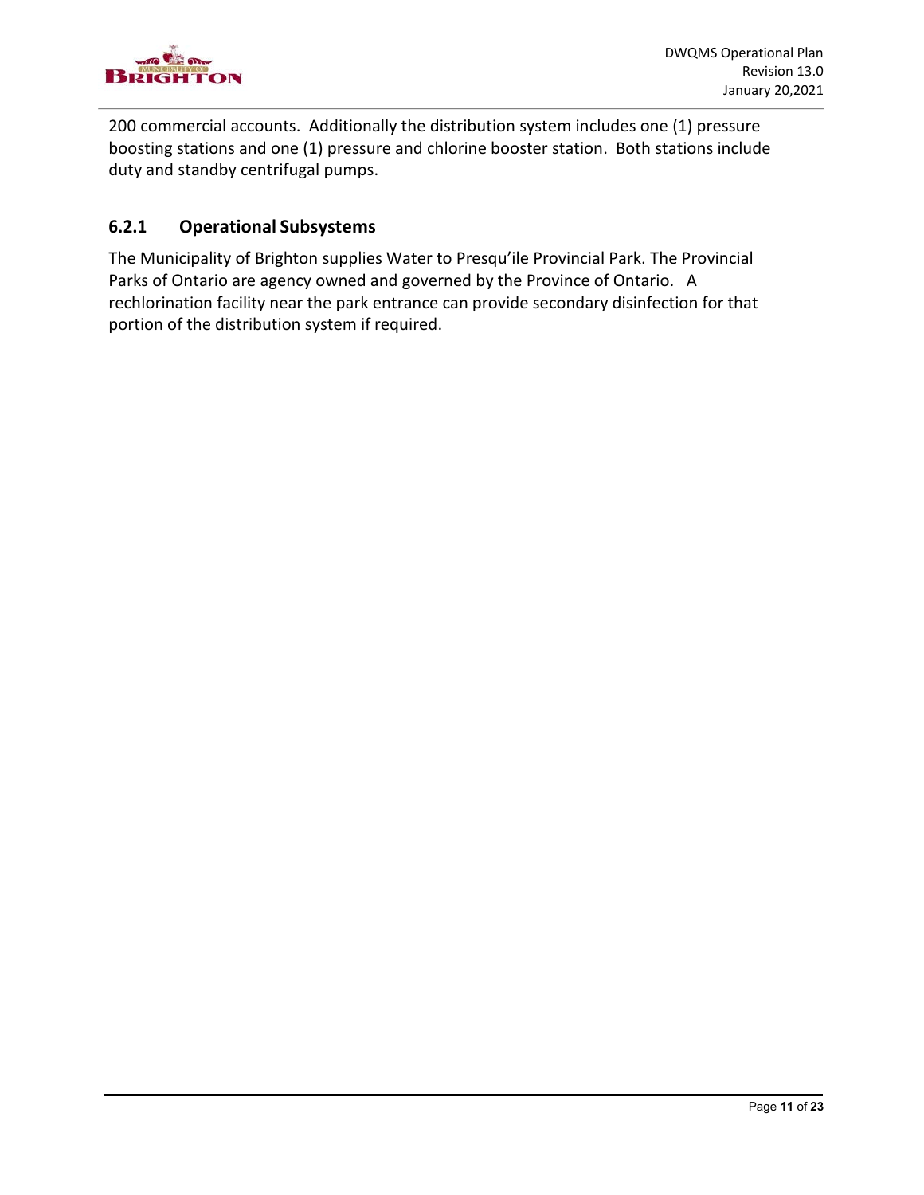200 commercial accounts. Additionally the distribution system includes one (1) pressure boosting stations and one (1) pressure and chlorine booster station. Both stations include duty and standby centrifugal pumps.

### 6.2.1 Operational Subsystems

The Municipality of Brighton supplies Water to Presqu'ile Provincial Park. The Provincial Parks of Ontario are agency owned and governed by the Province of Ontario. A rechlorination facility near the park entrance can provide secondary disinfection for that portion of the distribution system if required.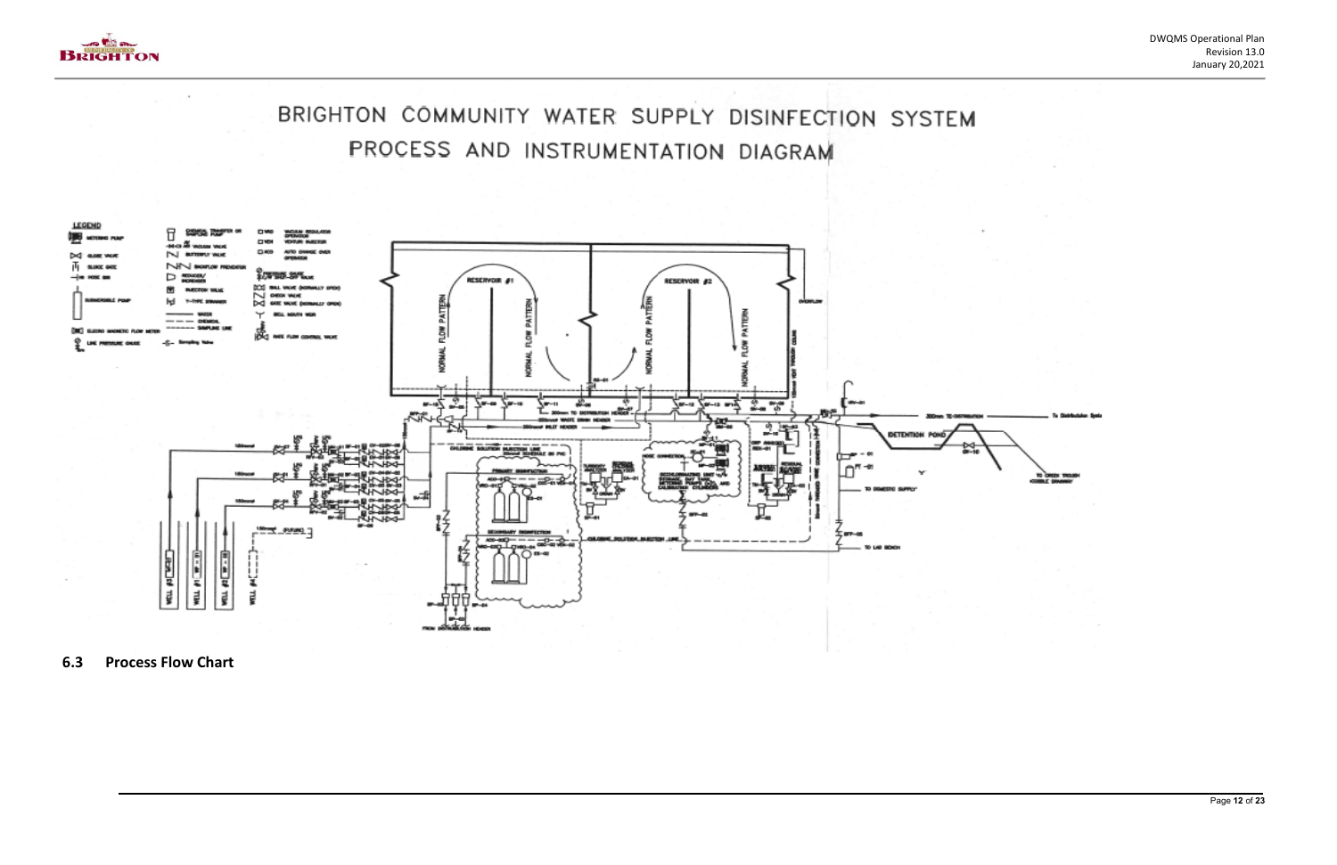# BRIGHTON COMMUNITY WATER SUPPLY DISINFECTION SYSTEM PROCESS AND INSTRUMENTATION DIAGRAM

### 6.3 Process Flow Chart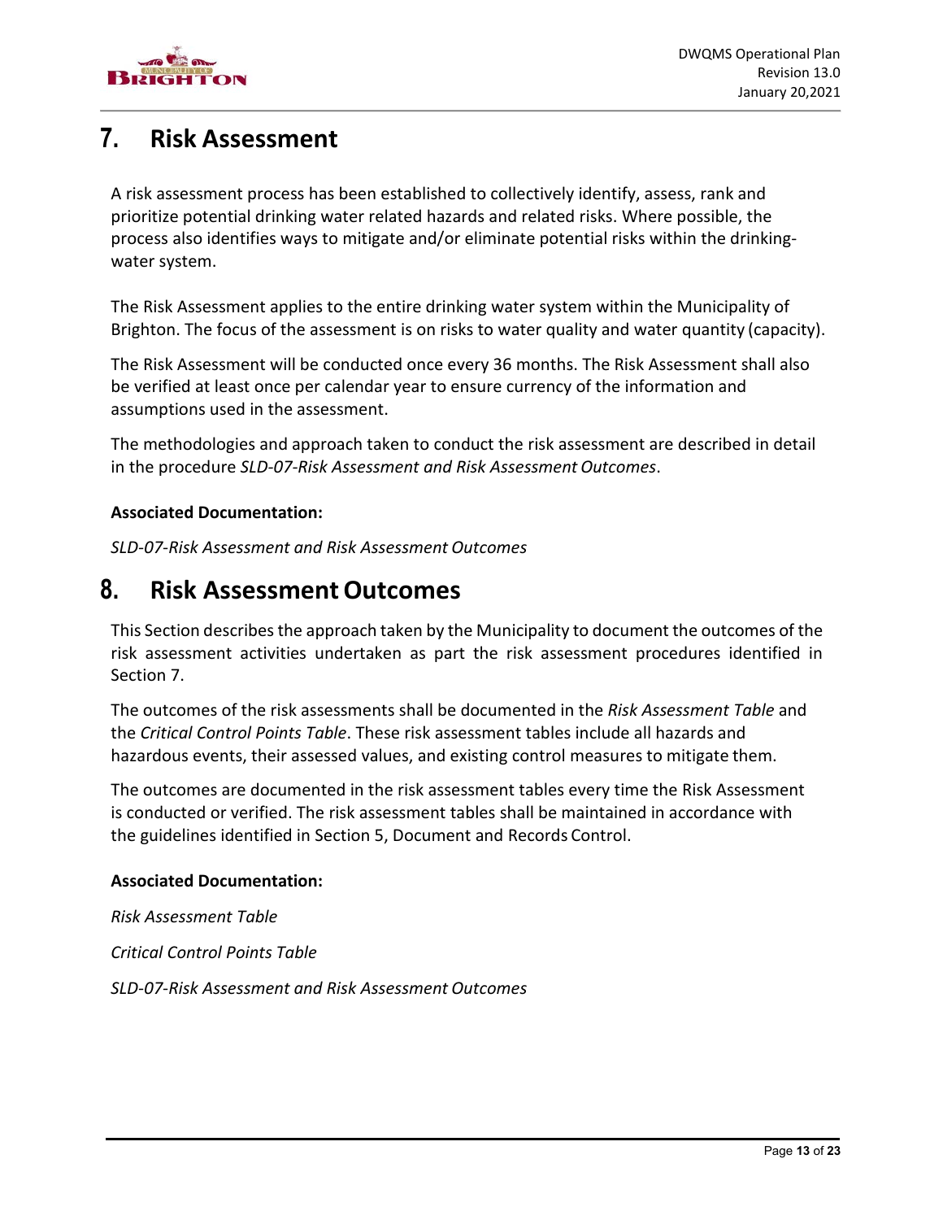# 7. Risk Assessment

A risk assessment process has been established to collectively identify, assess, rank and prioritize potential drinking water related hazards and related risks. Where possible, the process also identifies ways to mitigate and/or eliminate potential risks within the drinking-water system.

The Risk Assessment applies to the entire drinking water system within the Municipality of Brighton. The focus of the assessment is on risks to water quality and water quantity (capacity).

The Risk Assessment will be conducted once every 36 months. The Risk Assessment shall also be verified at least once per calendar year to ensure currency of the information and assumptions used in the assessment.

The methodologies and approach taken to conduct the risk assessment are described in detail in the procedure *SLD-07-Risk Assessment and Risk Assessment Outcomes*.

**Associated Documentation:**

*SLD-07-Risk Assessment and Risk Assessment Outcomes*

# 8. Risk Assessment Outcomes

This Section describes the approach taken by the Municipality to document the outcomes of the risk assessment activities undertaken as part the risk assessment procedures identified in Section 7.

The outcomes of the risk assessments shall be documented in the *Risk Assessment Table* and the *Critical Control Points Table*. These risk assessment tables include all hazards and hazardous events, their assessed values, and existing control measures to mitigate them.

The outcomes are documented in the risk assessment tables every time the Risk Assessment is conducted or verified. The risk assessment tables shall be maintained in accordance with the guidelines identified in Section 5, Document and Records Control.

**Associated Documentation:**

*Risk Assessment Table*

*Critical Control Points Table*

*SLD-07-Risk Assessment and Risk Assessment Outcomes*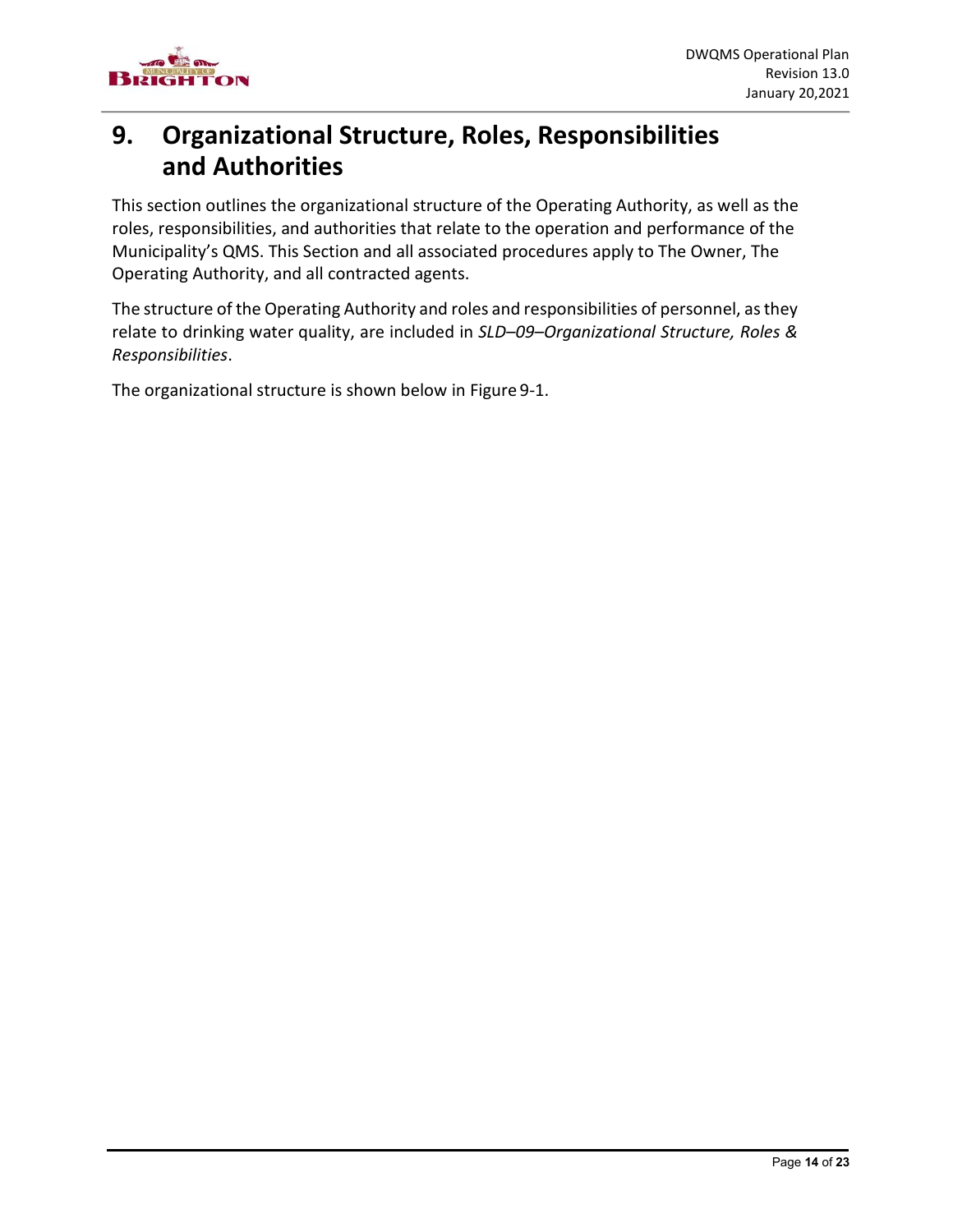# 9. Organizational Structure, Roles, Responsibilities and Authorities

This section outlines the organizational structure of the Operating Authority, as well as the roles, responsibilities, and authorities that relate to the operation and performance of the Municipality's QMS. This Section and all associated procedures apply to The Owner, The Operating Authority, and all contracted agents.

The structure of the Operating Authority and roles and responsibilities of personnel, as they relate to drinking water quality, are included in *SLD–09–Organizational Structure, Roles & Responsibilities*.

The organizational structure is shown below in Figure 9-1.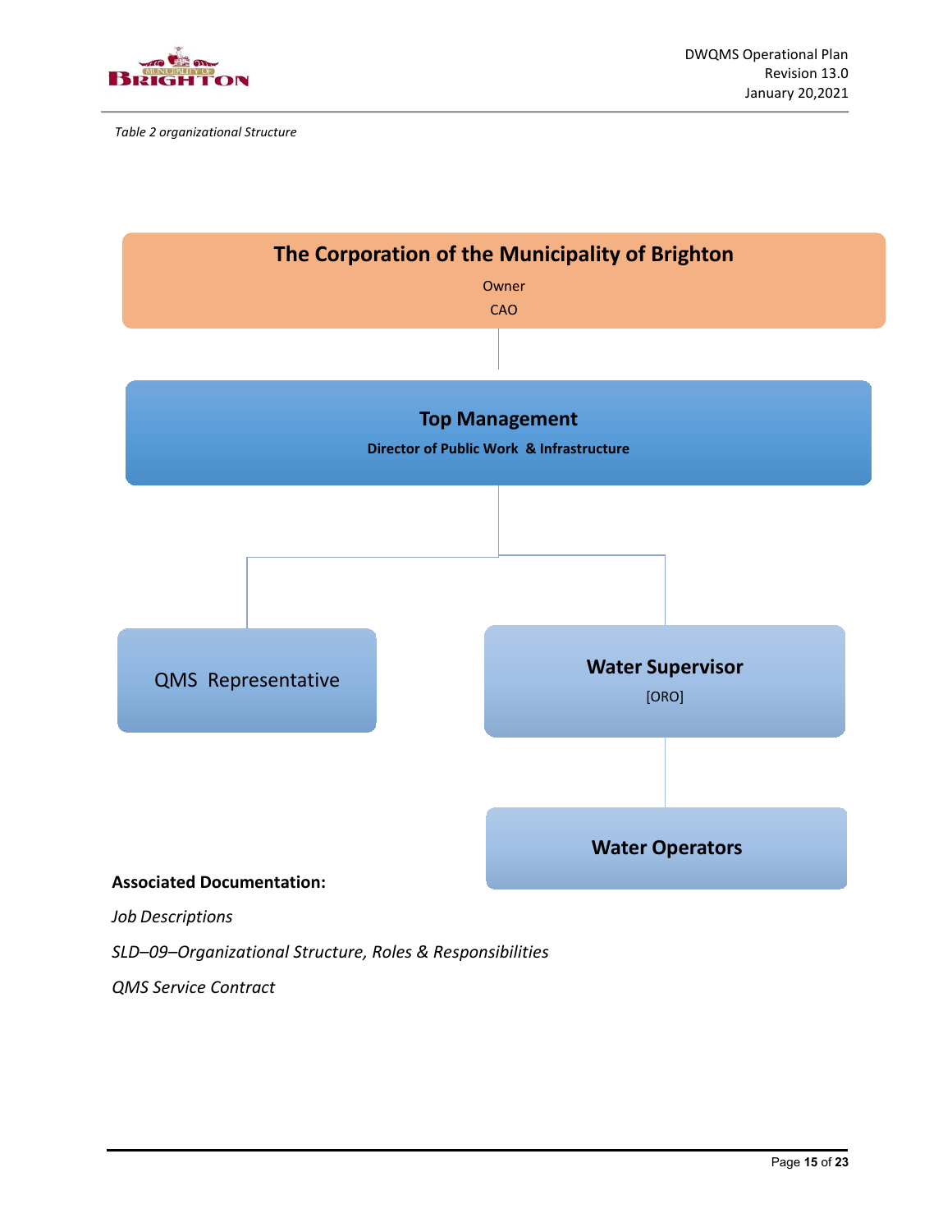*Table 2 organizational Structure*

**The Corporation of the Municipality of Brighton**

Owner

CAO

**Top Management**

**Director of Public Work & Infrastructure**

QMS Representative

**Water Supervisor**

[ORO]

**Water Operators**

**Associated Documentation:**

*Job Descriptions*

*SLD–09–Organizational Structure, Roles & Responsibilities*

*QMS Service Contract*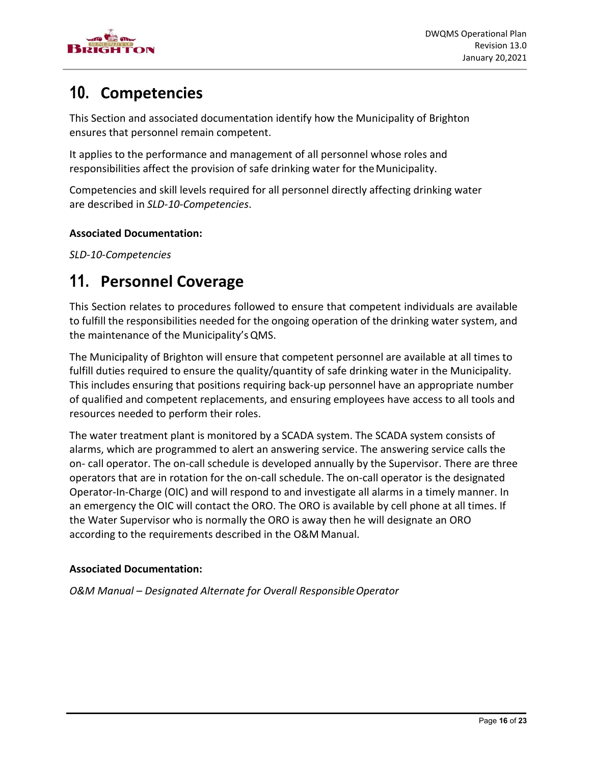# 10. Competencies

This Section and associated documentation identify how the Municipality of Brighton ensures that personnel remain competent.

It applies to the performance and management of all personnel whose roles and responsibilities affect the provision of safe drinking water for the Municipality.

Competencies and skill levels required for all personnel directly affecting drinking water are described in *SLD-10-Competencies*.

**Associated Documentation:**

*SLD-10-Competencies*

# 11. Personnel Coverage

This Section relates to procedures followed to ensure that competent individuals are available to fulfill the responsibilities needed for the ongoing operation of the drinking water system, and the maintenance of the Municipality's QMS.

The Municipality of Brighton will ensure that competent personnel are available at all times to fulfill duties required to ensure the quality/quantity of safe drinking water in the Municipality. This includes ensuring that positions requiring back-up personnel have an appropriate number of qualified and competent replacements, and ensuring employees have access to all tools and resources needed to perform their roles.

The water treatment plant is monitored by a SCADA system. The SCADA system consists of alarms, which are programmed to alert an answering service. The answering service calls the on- call operator. The on-call schedule is developed annually by the Supervisor. There are three operators that are in rotation for the on-call schedule. The on-call operator is the designated Operator-In-Charge (OIC) and will respond to and investigate all alarms in a timely manner. In an emergency the OIC will contact the ORO. The ORO is available by cell phone at all times. If the Water Supervisor who is normally the ORO is away then he will designate an ORO according to the requirements described in the O&M Manual.

**Associated Documentation:**

*O&M Manual – Designated Alternate for Overall Responsible Operator*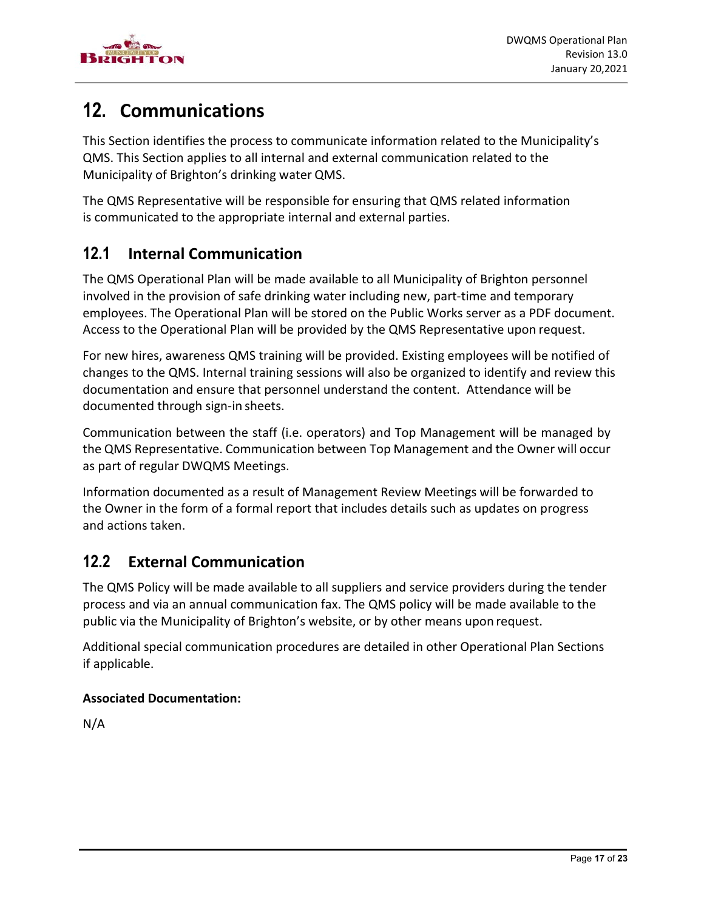# 12. Communications

This Section identifies the process to communicate information related to the Municipality's QMS. This Section applies to all internal and external communication related to the Municipality of Brighton's drinking water QMS.

The QMS Representative will be responsible for ensuring that QMS related information is communicated to the appropriate internal and external parties.

## 12.1 Internal Communication

The QMS Operational Plan will be made available to all Municipality of Brighton personnel involved in the provision of safe drinking water including new, part-time and temporary employees. The Operational Plan will be stored on the Public Works server as a PDF document. Access to the Operational Plan will be provided by the QMS Representative upon request.

For new hires, awareness QMS training will be provided. Existing employees will be notified of changes to the QMS. Internal training sessions will also be organized to identify and review this documentation and ensure that personnel understand the content. Attendance will be documented through sign-in sheets.

Communication between the staff (i.e. operators) and Top Management will be managed by the QMS Representative. Communication between Top Management and the Owner will occur as part of regular DWQMS Meetings.

Information documented as a result of Management Review Meetings will be forwarded to the Owner in the form of a formal report that includes details such as updates on progress and actions taken.

## 12.2 External Communication

The QMS Policy will be made available to all suppliers and service providers during the tender process and via an annual communication fax. The QMS policy will be made available to the public via the Municipality of Brighton's website, or by other means upon request.

Additional special communication procedures are detailed in other Operational Plan Sections if applicable.

**Associated Documentation:**

N/A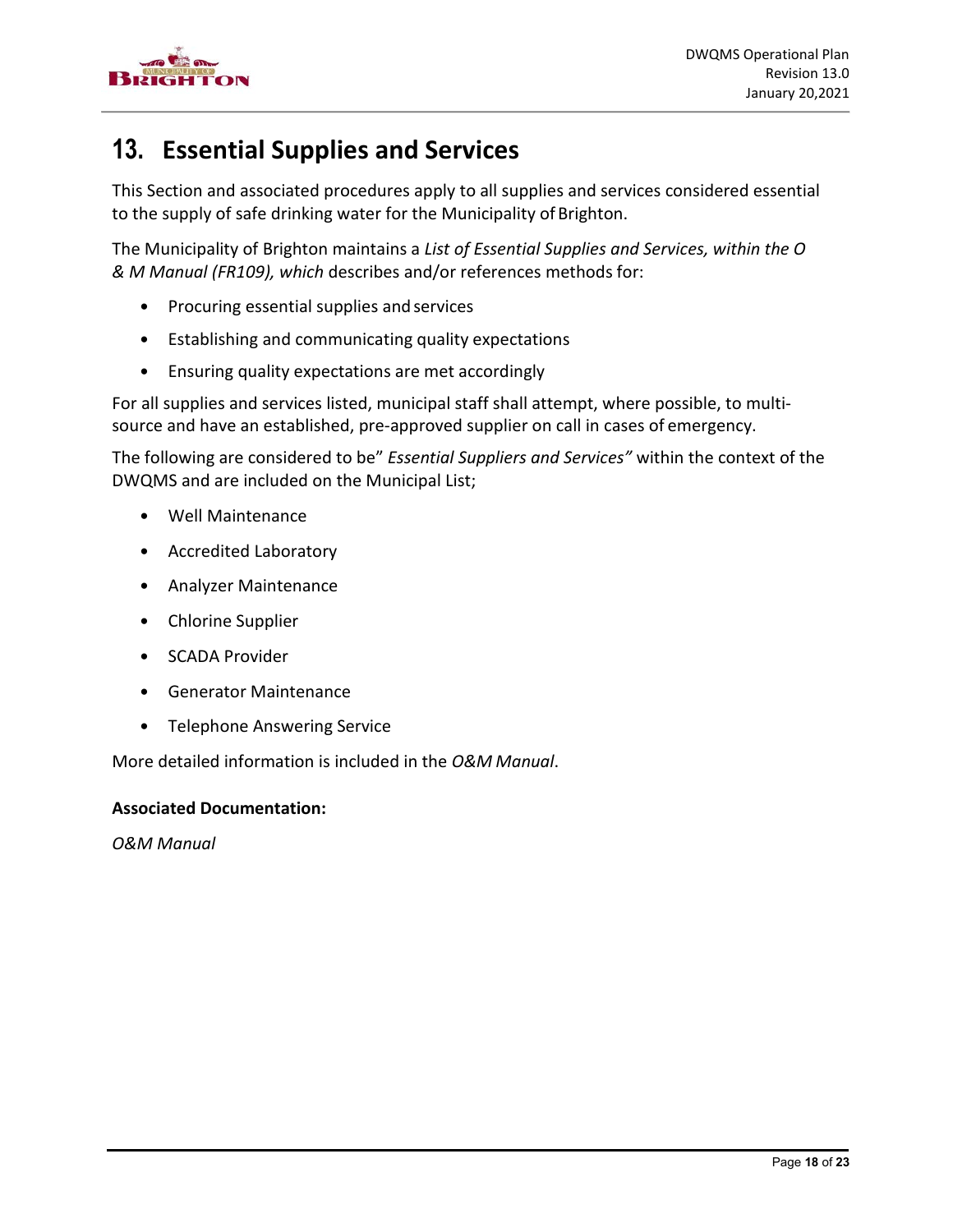# 13. Essential Supplies and Services

This Section and associated procedures apply to all supplies and services considered essential to the supply of safe drinking water for the Municipality of Brighton.

The Municipality of Brighton maintains a *List of Essential Supplies and Services, within the O & M Manual (FR109), which* describes and/or references methods for:

- Procuring essential supplies and services
- Establishing and communicating quality expectations
- Ensuring quality expectations are met accordingly

For all supplies and services listed, municipal staff shall attempt, where possible, to multi-source and have an established, pre-approved supplier on call in cases of emergency.

The following are considered to be" *Essential Suppliers and Services"* within the context of the DWQMS and are included on the Municipal List;

- Well Maintenance
- Accredited Laboratory
- Analyzer Maintenance
- Chlorine Supplier
- SCADA Provider
- Generator Maintenance
- Telephone Answering Service

More detailed information is included in the *O&M Manual*.

**Associated Documentation:**

*O&M Manual*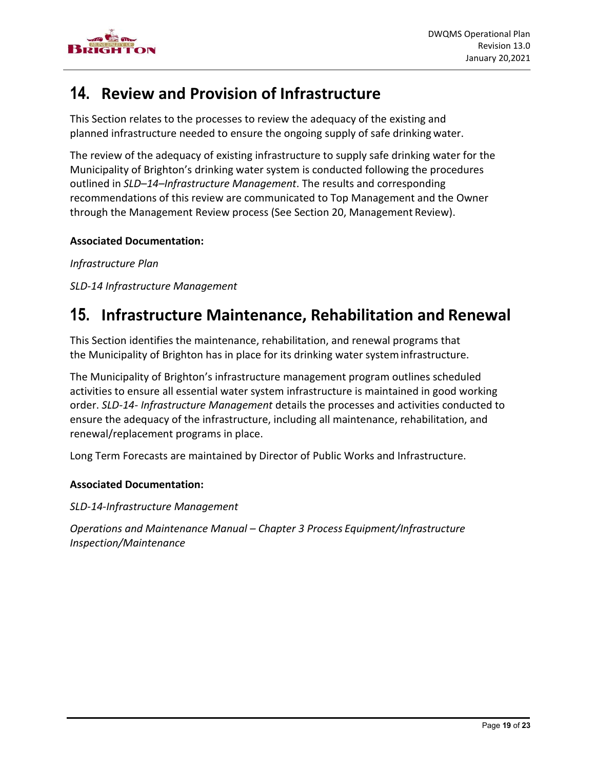# 14. Review and Provision of Infrastructure

This Section relates to the processes to review the adequacy of the existing and planned infrastructure needed to ensure the ongoing supply of safe drinking water.

The review of the adequacy of existing infrastructure to supply safe drinking water for the Municipality of Brighton's drinking water system is conducted following the procedures outlined in *SLD–14–Infrastructure Management*. The results and corresponding recommendations of this review are communicated to Top Management and the Owner through the Management Review process (See Section 20, Management Review).

**Associated Documentation:**

*Infrastructure Plan*

*SLD-14 Infrastructure Management*

# 15. Infrastructure Maintenance, Rehabilitation and Renewal

This Section identifies the maintenance, rehabilitation, and renewal programs that the Municipality of Brighton has in place for its drinking water system infrastructure.

The Municipality of Brighton's infrastructure management program outlines scheduled activities to ensure all essential water system infrastructure is maintained in good working order. *SLD-14- Infrastructure Management* details the processes and activities conducted to ensure the adequacy of the infrastructure, including all maintenance, rehabilitation, and renewal/replacement programs in place.

Long Term Forecasts are maintained by Director of Public Works and Infrastructure.

**Associated Documentation:**

*SLD-14-Infrastructure Management*

*Operations and Maintenance Manual – Chapter 3 Process Equipment/Infrastructure Inspection/Maintenance*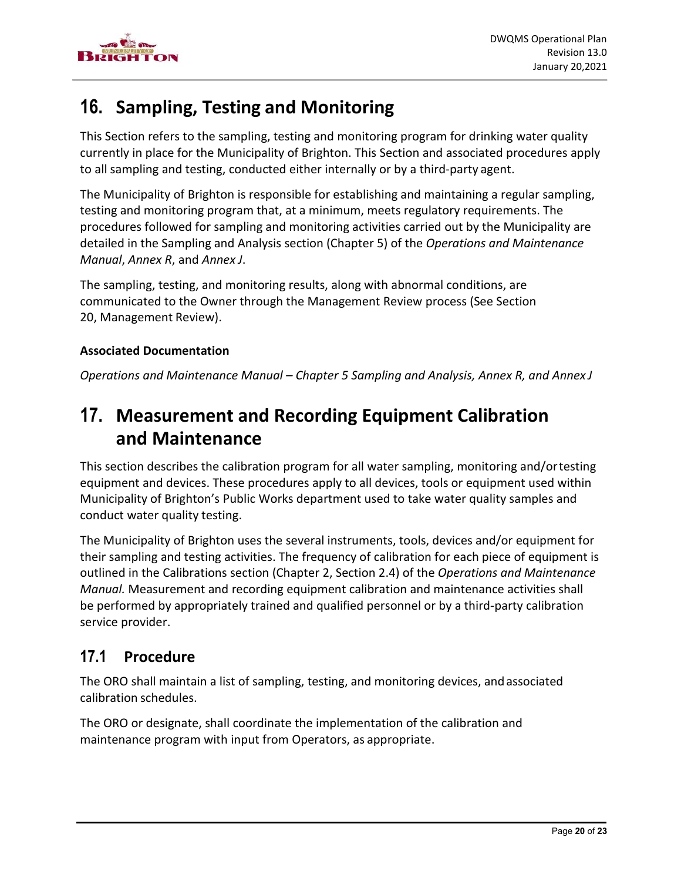# 16. Sampling, Testing and Monitoring

This Section refers to the sampling, testing and monitoring program for drinking water quality currently in place for the Municipality of Brighton. This Section and associated procedures apply to all sampling and testing, conducted either internally or by a third-party agent.

The Municipality of Brighton is responsible for establishing and maintaining a regular sampling, testing and monitoring program that, at a minimum, meets regulatory requirements. The procedures followed for sampling and monitoring activities carried out by the Municipality are detailed in the Sampling and Analysis section (Chapter 5) of the *Operations and Maintenance Manual*, *Annex R*, and *Annex J*.

The sampling, testing, and monitoring results, along with abnormal conditions, are communicated to the Owner through the Management Review process (See Section 20, Management Review).

**Associated Documentation**

*Operations and Maintenance Manual – Chapter 5 Sampling and Analysis, Annex R, and Annex J*

# 17. Measurement and Recording Equipment Calibration and Maintenance

This section describes the calibration program for all water sampling, monitoring and/or testing equipment and devices. These procedures apply to all devices, tools or equipment used within Municipality of Brighton's Public Works department used to take water quality samples and conduct water quality testing.

The Municipality of Brighton uses the several instruments, tools, devices and/or equipment for their sampling and testing activities. The frequency of calibration for each piece of equipment is outlined in the Calibrations section (Chapter 2, Section 2.4) of the *Operations and Maintenance Manual.* Measurement and recording equipment calibration and maintenance activities shall be performed by appropriately trained and qualified personnel or by a third-party calibration service provider.

## 17.1 Procedure

The ORO shall maintain a list of sampling, testing, and monitoring devices, and associated calibration schedules.

The ORO or designate, shall coordinate the implementation of the calibration and maintenance program with input from Operators, as appropriate.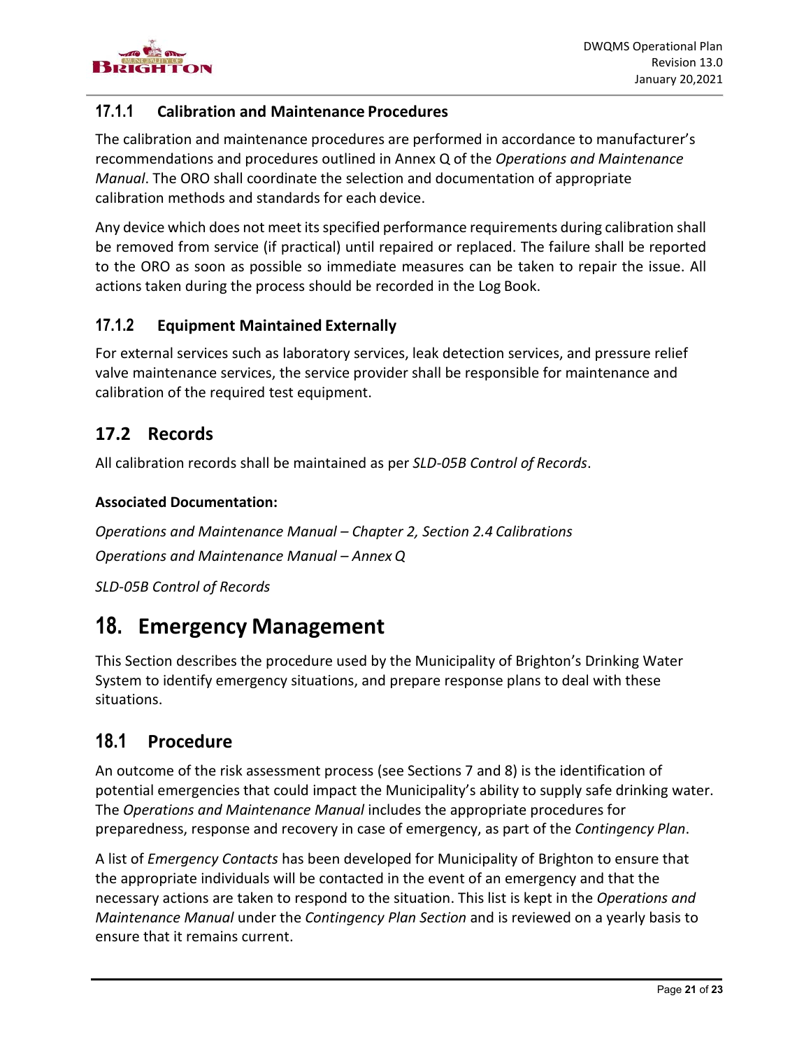### 17.1.1 Calibration and Maintenance Procedures

The calibration and maintenance procedures are performed in accordance to manufacturer's recommendations and procedures outlined in Annex Q of the *Operations and Maintenance Manual*. The ORO shall coordinate the selection and documentation of appropriate calibration methods and standards for each device.

Any device which does not meet its specified performance requirements during calibration shall be removed from service (if practical) until repaired or replaced. The failure shall be reported to the ORO as soon as possible so immediate measures can be taken to repair the issue. All actions taken during the process should be recorded in the Log Book.

### 17.1.2 Equipment Maintained Externally

For external services such as laboratory services, leak detection services, and pressure relief valve maintenance services, the service provider shall be responsible for maintenance and calibration of the required test equipment.

## 17.2 Records

All calibration records shall be maintained as per *SLD-05B Control of Records*.

**Associated Documentation:**

*Operations and Maintenance Manual – Chapter 2, Section 2.4 Calibrations*

*Operations and Maintenance Manual – Annex Q*

*SLD-05B Control of Records*

# 18. Emergency Management

This Section describes the procedure used by the Municipality of Brighton's Drinking Water System to identify emergency situations, and prepare response plans to deal with these situations.

## 18.1 Procedure

An outcome of the risk assessment process (see Sections 7 and 8) is the identification of potential emergencies that could impact the Municipality's ability to supply safe drinking water. The *Operations and Maintenance Manual* includes the appropriate procedures for preparedness, response and recovery in case of emergency, as part of the *Contingency Plan*.

A list of *Emergency Contacts* has been developed for Municipality of Brighton to ensure that the appropriate individuals will be contacted in the event of an emergency and that the necessary actions are taken to respond to the situation. This list is kept in the *Operations and Maintenance Manual* under the *Contingency Plan Section* and is reviewed on a yearly basis to ensure that it remains current.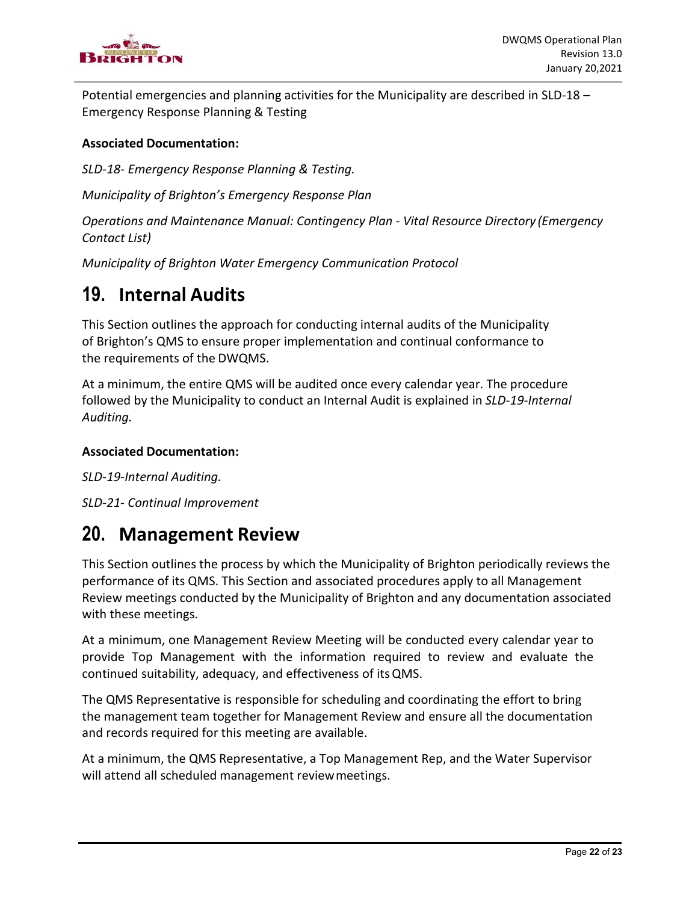Potential emergencies and planning activities for the Municipality are described in SLD-18 – Emergency Response Planning & Testing

**Associated Documentation:**

*SLD-18- Emergency Response Planning & Testing.*

*Municipality of Brighton's Emergency Response Plan*

*Operations and Maintenance Manual: Contingency Plan - Vital Resource Directory (Emergency Contact List)*

*Municipality of Brighton Water Emergency Communication Protocol*

# 19. Internal Audits

This Section outlines the approach for conducting internal audits of the Municipality of Brighton's QMS to ensure proper implementation and continual conformance to the requirements of the DWQMS.

At a minimum, the entire QMS will be audited once every calendar year. The procedure followed by the Municipality to conduct an Internal Audit is explained in *SLD-19-Internal Auditing.*

**Associated Documentation:**

*SLD-19-Internal Auditing.*

*SLD-21- Continual Improvement*

# 20. Management Review

This Section outlines the process by which the Municipality of Brighton periodically reviews the performance of its QMS. This Section and associated procedures apply to all Management Review meetings conducted by the Municipality of Brighton and any documentation associated with these meetings.

At a minimum, one Management Review Meeting will be conducted every calendar year to provide Top Management with the information required to review and evaluate the continued suitability, adequacy, and effectiveness of its QMS.

The QMS Representative is responsible for scheduling and coordinating the effort to bring the management team together for Management Review and ensure all the documentation and records required for this meeting are available.

At a minimum, the QMS Representative, a Top Management Rep, and the Water Supervisor will attend all scheduled management review meetings.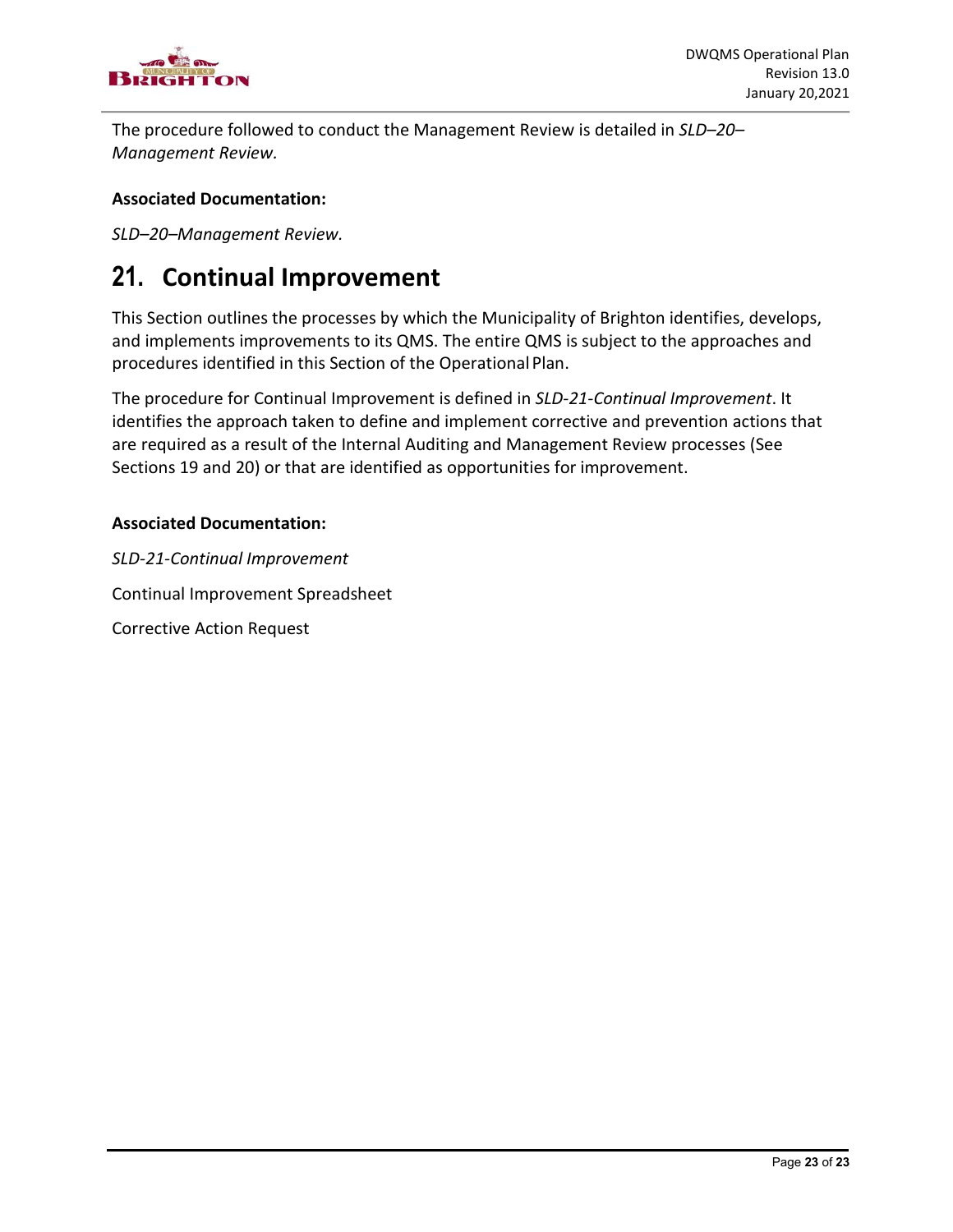The procedure followed to conduct the Management Review is detailed in *SLD–20–Management Review.*

**Associated Documentation:**

*SLD–20–Management Review.*

# 21. Continual Improvement

This Section outlines the processes by which the Municipality of Brighton identifies, develops, and implements improvements to its QMS. The entire QMS is subject to the approaches and procedures identified in this Section of the Operational Plan.

The procedure for Continual Improvement is defined in *SLD-21-Continual Improvement*. It identifies the approach taken to define and implement corrective and prevention actions that are required as a result of the Internal Auditing and Management Review processes (See Sections 19 and 20) or that are identified as opportunities for improvement.

**Associated Documentation:**

*SLD-21-Continual Improvement*

Continual Improvement Spreadsheet

Corrective Action Request